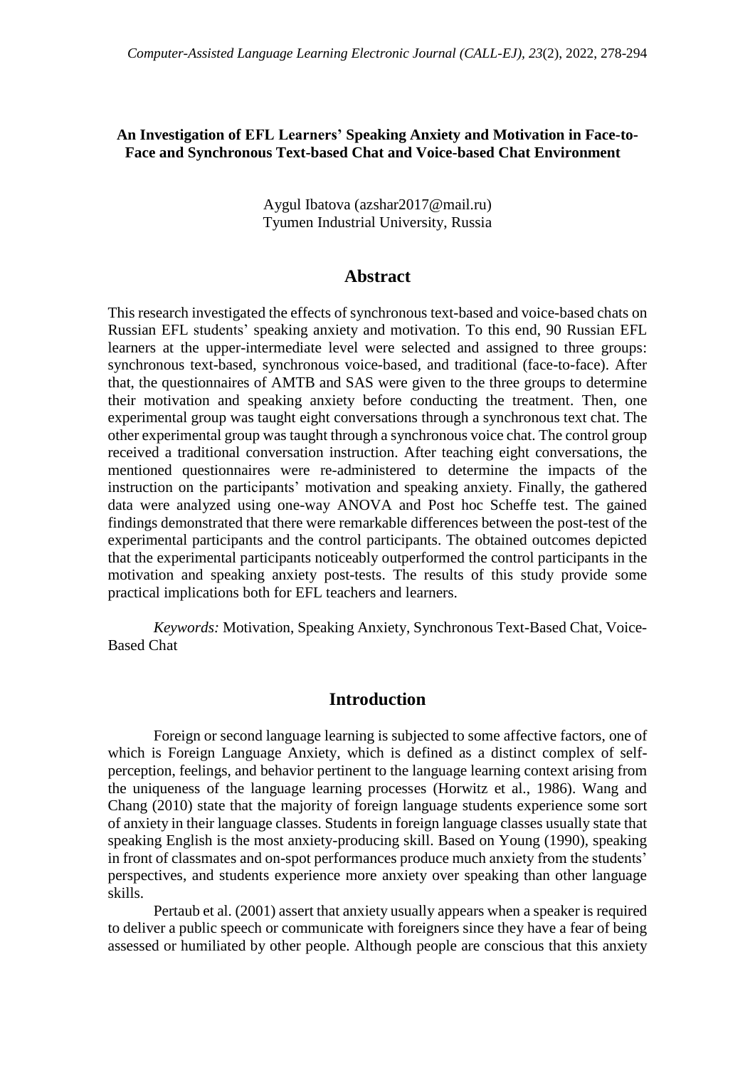# An Investigation of EFL Learners' Speaking Anxiety and Motivation in Face-to-Face and Synchronous Text-based Chat and Voice-based Chat Environment

Aygul Ibatova (azshar2017@mail.ru)
Tyumen Industrial University, Russia

## Abstract

This research investigated the effects of synchronous text-based and voice-based chats on Russian EFL students' speaking anxiety and motivation. To this end, 90 Russian EFL learners at the upper-intermediate level were selected and assigned to three groups: synchronous text-based, synchronous voice-based, and traditional (face-to-face). After that, the questionnaires of AMTB and SAS were given to the three groups to determine their motivation and speaking anxiety before conducting the treatment. Then, one experimental group was taught eight conversations through a synchronous text chat. The other experimental group was taught through a synchronous voice chat. The control group received a traditional conversation instruction. After teaching eight conversations, the mentioned questionnaires were re-administered to determine the impacts of the instruction on the participants' motivation and speaking anxiety. Finally, the gathered data were analyzed using one-way ANOVA and Post hoc Scheffe test. The gained findings demonstrated that there were remarkable differences between the post-test of the experimental participants and the control participants. The obtained outcomes depicted that the experimental participants noticeably outperformed the control participants in the motivation and speaking anxiety post-tests. The results of this study provide some practical implications both for EFL teachers and learners.

*Keywords:* Motivation, Speaking Anxiety, Synchronous Text-Based Chat, Voice-Based Chat

## Introduction

Foreign or second language learning is subjected to some affective factors, one of which is Foreign Language Anxiety, which is defined as a distinct complex of self-perception, feelings, and behavior pertinent to the language learning context arising from the uniqueness of the language learning processes (Horwitz et al., 1986). Wang and Chang (2010) state that the majority of foreign language students experience some sort of anxiety in their language classes. Students in foreign language classes usually state that speaking English is the most anxiety-producing skill. Based on Young (1990), speaking in front of classmates and on-spot performances produce much anxiety from the students' perspectives, and students experience more anxiety over speaking than other language skills.

Pertaub et al. (2001) assert that anxiety usually appears when a speaker is required to deliver a public speech or communicate with foreigners since they have a fear of being assessed or humiliated by other people. Although people are conscious that this anxiety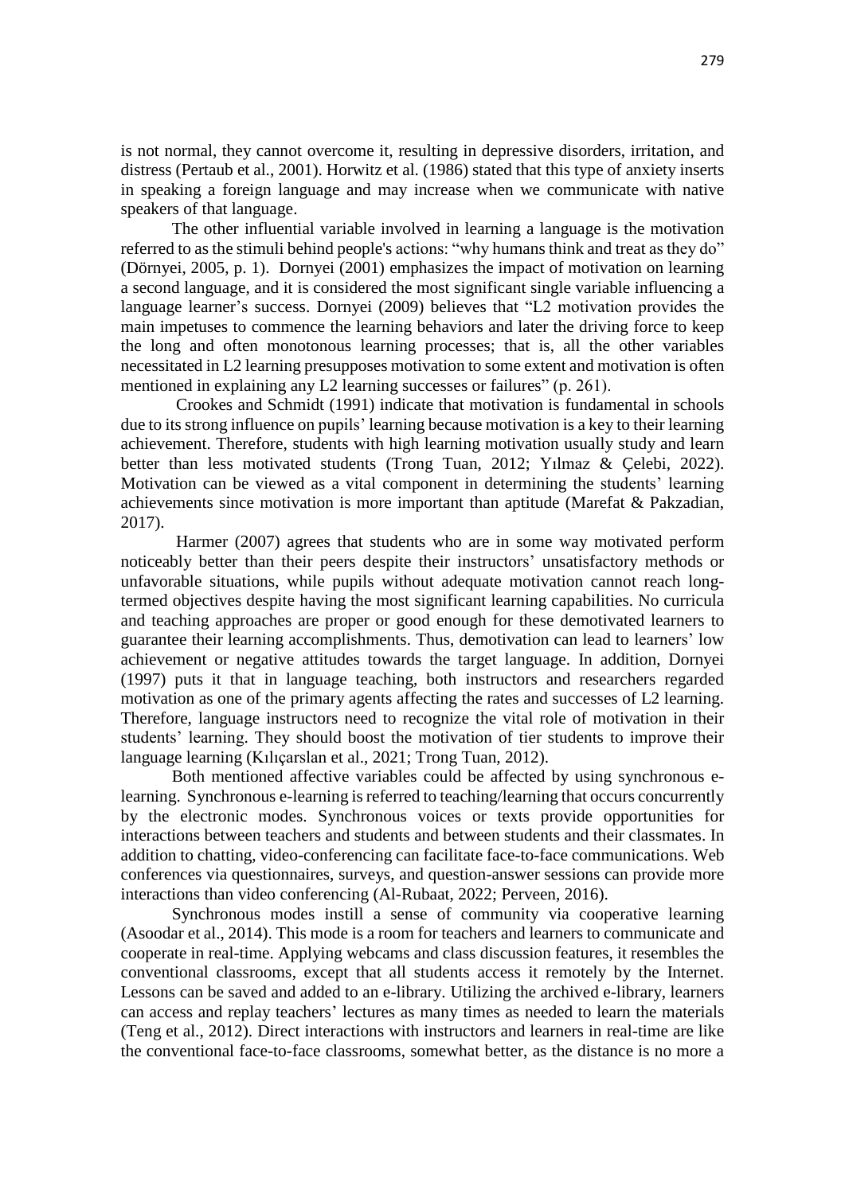is not normal, they cannot overcome it, resulting in depressive disorders, irritation, and distress (Pertaub et al., 2001). Horwitz et al. (1986) stated that this type of anxiety inserts in speaking a foreign language and may increase when we communicate with native speakers of that language.

The other influential variable involved in learning a language is the motivation referred to as the stimuli behind people's actions: "why humans think and treat as they do" (Dörnyei, 2005, p. 1). Dornyei (2001) emphasizes the impact of motivation on learning a second language, and it is considered the most significant single variable influencing a language learner's success. Dornyei (2009) believes that "L2 motivation provides the main impetuses to commence the learning behaviors and later the driving force to keep the long and often monotonous learning processes; that is, all the other variables necessitated in L2 learning presupposes motivation to some extent and motivation is often mentioned in explaining any L2 learning successes or failures" (p. 261).

Crookes and Schmidt (1991) indicate that motivation is fundamental in schools due to its strong influence on pupils' learning because motivation is a key to their learning achievement. Therefore, students with high learning motivation usually study and learn better than less motivated students (Trong Tuan, 2012; Yılmaz & Çelebi, 2022). Motivation can be viewed as a vital component in determining the students' learning achievements since motivation is more important than aptitude (Marefat & Pakzadian, 2017).

Harmer (2007) agrees that students who are in some way motivated perform noticeably better than their peers despite their instructors' unsatisfactory methods or unfavorable situations, while pupils without adequate motivation cannot reach long-termed objectives despite having the most significant learning capabilities. No curricula and teaching approaches are proper or good enough for these demotivated learners to guarantee their learning accomplishments. Thus, demotivation can lead to learners' low achievement or negative attitudes towards the target language. In addition, Dornyei (1997) puts it that in language teaching, both instructors and researchers regarded motivation as one of the primary agents affecting the rates and successes of L2 learning. Therefore, language instructors need to recognize the vital role of motivation in their students' learning. They should boost the motivation of tier students to improve their language learning (Kılıçarslan et al., 2021; Trong Tuan, 2012).

Both mentioned affective variables could be affected by using synchronous e-learning. Synchronous e-learning is referred to teaching/learning that occurs concurrently by the electronic modes. Synchronous voices or texts provide opportunities for interactions between teachers and students and between students and their classmates. In addition to chatting, video-conferencing can facilitate face-to-face communications. Web conferences via questionnaires, surveys, and question-answer sessions can provide more interactions than video conferencing (Al-Rubaat, 2022; Perveen, 2016).

Synchronous modes instill a sense of community via cooperative learning (Asoodar et al., 2014). This mode is a room for teachers and learners to communicate and cooperate in real-time. Applying webcams and class discussion features, it resembles the conventional classrooms, except that all students access it remotely by the Internet. Lessons can be saved and added to an e-library. Utilizing the archived e-library, learners can access and replay teachers' lectures as many times as needed to learn the materials (Teng et al., 2012). Direct interactions with instructors and learners in real-time are like the conventional face-to-face classrooms, somewhat better, as the distance is no more a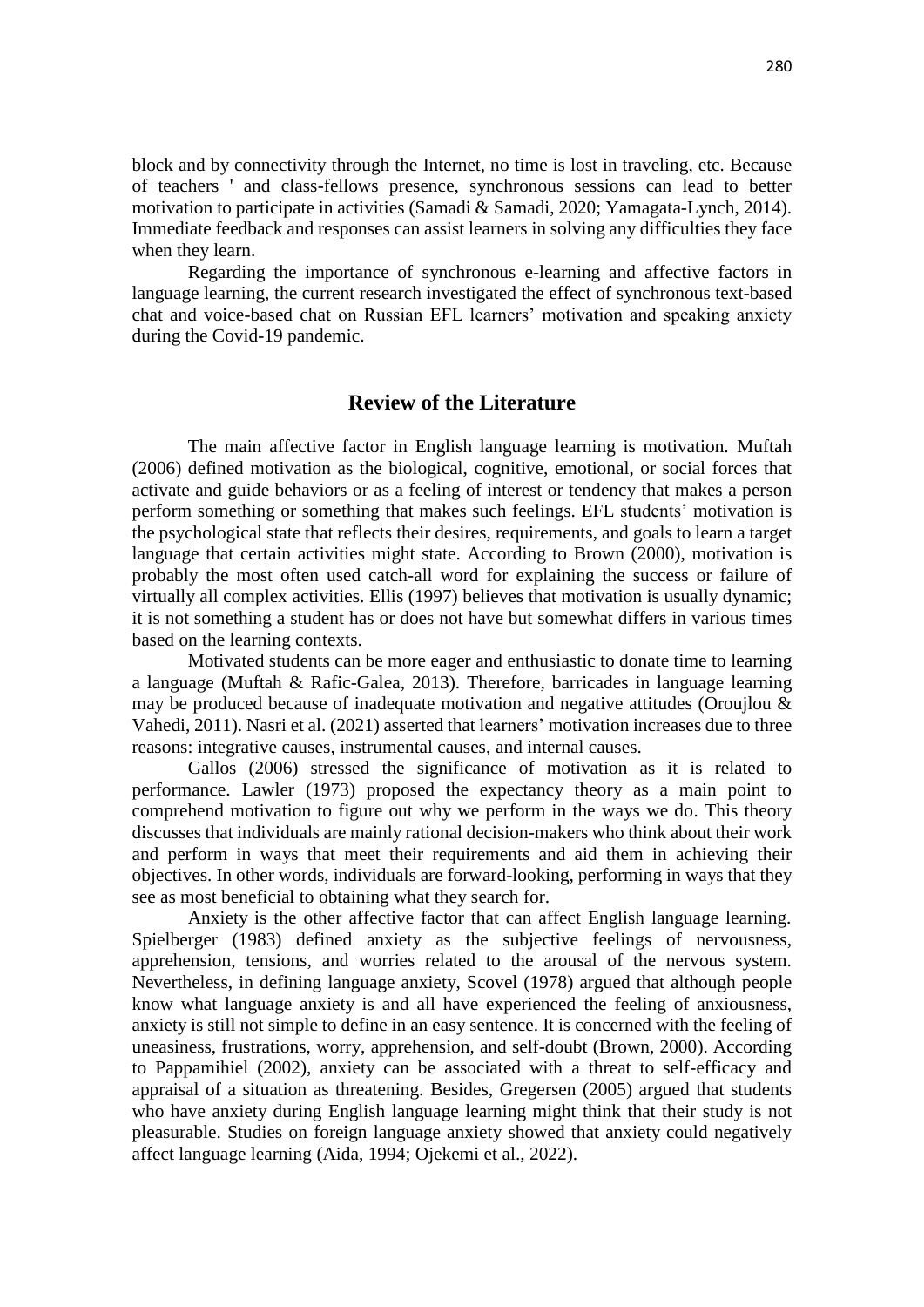block and by connectivity through the Internet, no time is lost in traveling, etc. Because of teachers ' and class-fellows presence, synchronous sessions can lead to better motivation to participate in activities (Samadi & Samadi, 2020; Yamagata-Lynch, 2014). Immediate feedback and responses can assist learners in solving any difficulties they face when they learn.

Regarding the importance of synchronous e-learning and affective factors in language learning, the current research investigated the effect of synchronous text-based chat and voice-based chat on Russian EFL learners' motivation and speaking anxiety during the Covid-19 pandemic.

## Review of the Literature

The main affective factor in English language learning is motivation. Muftah (2006) defined motivation as the biological, cognitive, emotional, or social forces that activate and guide behaviors or as a feeling of interest or tendency that makes a person perform something or something that makes such feelings. EFL students' motivation is the psychological state that reflects their desires, requirements, and goals to learn a target language that certain activities might state. According to Brown (2000), motivation is probably the most often used catch-all word for explaining the success or failure of virtually all complex activities. Ellis (1997) believes that motivation is usually dynamic; it is not something a student has or does not have but somewhat differs in various times based on the learning contexts.

Motivated students can be more eager and enthusiastic to donate time to learning a language (Muftah & Rafic-Galea, 2013). Therefore, barricades in language learning may be produced because of inadequate motivation and negative attitudes (Oroujlou & Vahedi, 2011). Nasri et al. (2021) asserted that learners' motivation increases due to three reasons: integrative causes, instrumental causes, and internal causes.

Gallos (2006) stressed the significance of motivation as it is related to performance. Lawler (1973) proposed the expectancy theory as a main point to comprehend motivation to figure out why we perform in the ways we do. This theory discusses that individuals are mainly rational decision-makers who think about their work and perform in ways that meet their requirements and aid them in achieving their objectives. In other words, individuals are forward-looking, performing in ways that they see as most beneficial to obtaining what they search for.

Anxiety is the other affective factor that can affect English language learning. Spielberger (1983) defined anxiety as the subjective feelings of nervousness, apprehension, tensions, and worries related to the arousal of the nervous system. Nevertheless, in defining language anxiety, Scovel (1978) argued that although people know what language anxiety is and all have experienced the feeling of anxiousness, anxiety is still not simple to define in an easy sentence. It is concerned with the feeling of uneasiness, frustrations, worry, apprehension, and self-doubt (Brown, 2000). According to Pappamihiel (2002), anxiety can be associated with a threat to self-efficacy and appraisal of a situation as threatening. Besides, Gregersen (2005) argued that students who have anxiety during English language learning might think that their study is not pleasurable. Studies on foreign language anxiety showed that anxiety could negatively affect language learning (Aida, 1994; Ojekemi et al., 2022).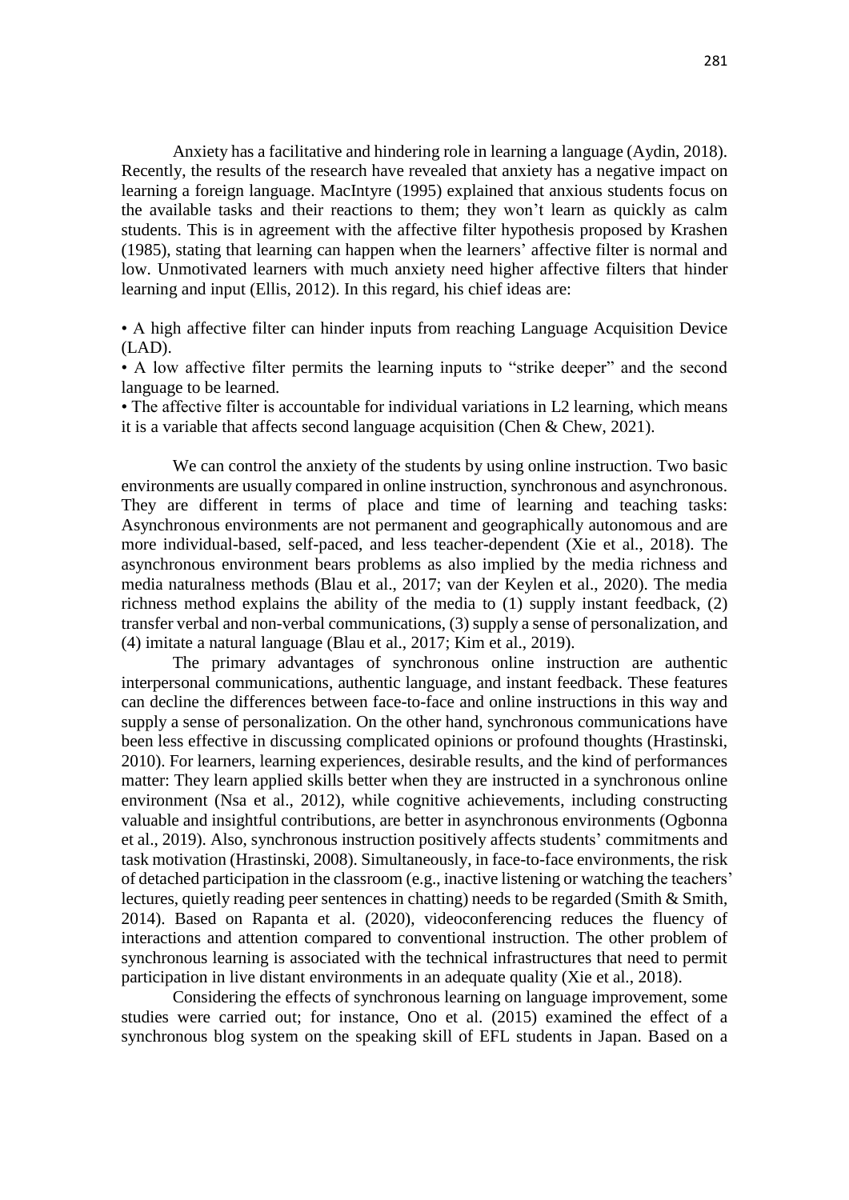Anxiety has a facilitative and hindering role in learning a language (Aydin, 2018). Recently, the results of the research have revealed that anxiety has a negative impact on learning a foreign language. MacIntyre (1995) explained that anxious students focus on the available tasks and their reactions to them; they won't learn as quickly as calm students. This is in agreement with the affective filter hypothesis proposed by Krashen (1985), stating that learning can happen when the learners' affective filter is normal and low. Unmotivated learners with much anxiety need higher affective filters that hinder learning and input (Ellis, 2012). In this regard, his chief ideas are:

- A high affective filter can hinder inputs from reaching Language Acquisition Device (LAD).
- A low affective filter permits the learning inputs to "strike deeper" and the second language to be learned.
- The affective filter is accountable for individual variations in L2 learning, which means it is a variable that affects second language acquisition (Chen & Chew, 2021).

We can control the anxiety of the students by using online instruction. Two basic environments are usually compared in online instruction, synchronous and asynchronous. They are different in terms of place and time of learning and teaching tasks: Asynchronous environments are not permanent and geographically autonomous and are more individual-based, self-paced, and less teacher-dependent (Xie et al., 2018). The asynchronous environment bears problems as also implied by the media richness and media naturalness methods (Blau et al., 2017; van der Keylen et al., 2020). The media richness method explains the ability of the media to (1) supply instant feedback, (2) transfer verbal and non-verbal communications, (3) supply a sense of personalization, and (4) imitate a natural language (Blau et al., 2017; Kim et al., 2019).

The primary advantages of synchronous online instruction are authentic interpersonal communications, authentic language, and instant feedback. These features can decline the differences between face-to-face and online instructions in this way and supply a sense of personalization. On the other hand, synchronous communications have been less effective in discussing complicated opinions or profound thoughts (Hrastinski, 2010). For learners, learning experiences, desirable results, and the kind of performances matter: They learn applied skills better when they are instructed in a synchronous online environment (Nsa et al., 2012), while cognitive achievements, including constructing valuable and insightful contributions, are better in asynchronous environments (Ogbonna et al., 2019). Also, synchronous instruction positively affects students' commitments and task motivation (Hrastinski, 2008). Simultaneously, in face-to-face environments, the risk of detached participation in the classroom (e.g., inactive listening or watching the teachers' lectures, quietly reading peer sentences in chatting) needs to be regarded (Smith & Smith, 2014). Based on Rapanta et al. (2020), videoconferencing reduces the fluency of interactions and attention compared to conventional instruction. The other problem of synchronous learning is associated with the technical infrastructures that need to permit participation in live distant environments in an adequate quality (Xie et al., 2018).

Considering the effects of synchronous learning on language improvement, some studies were carried out; for instance, Ono et al. (2015) examined the effect of a synchronous blog system on the speaking skill of EFL students in Japan. Based on a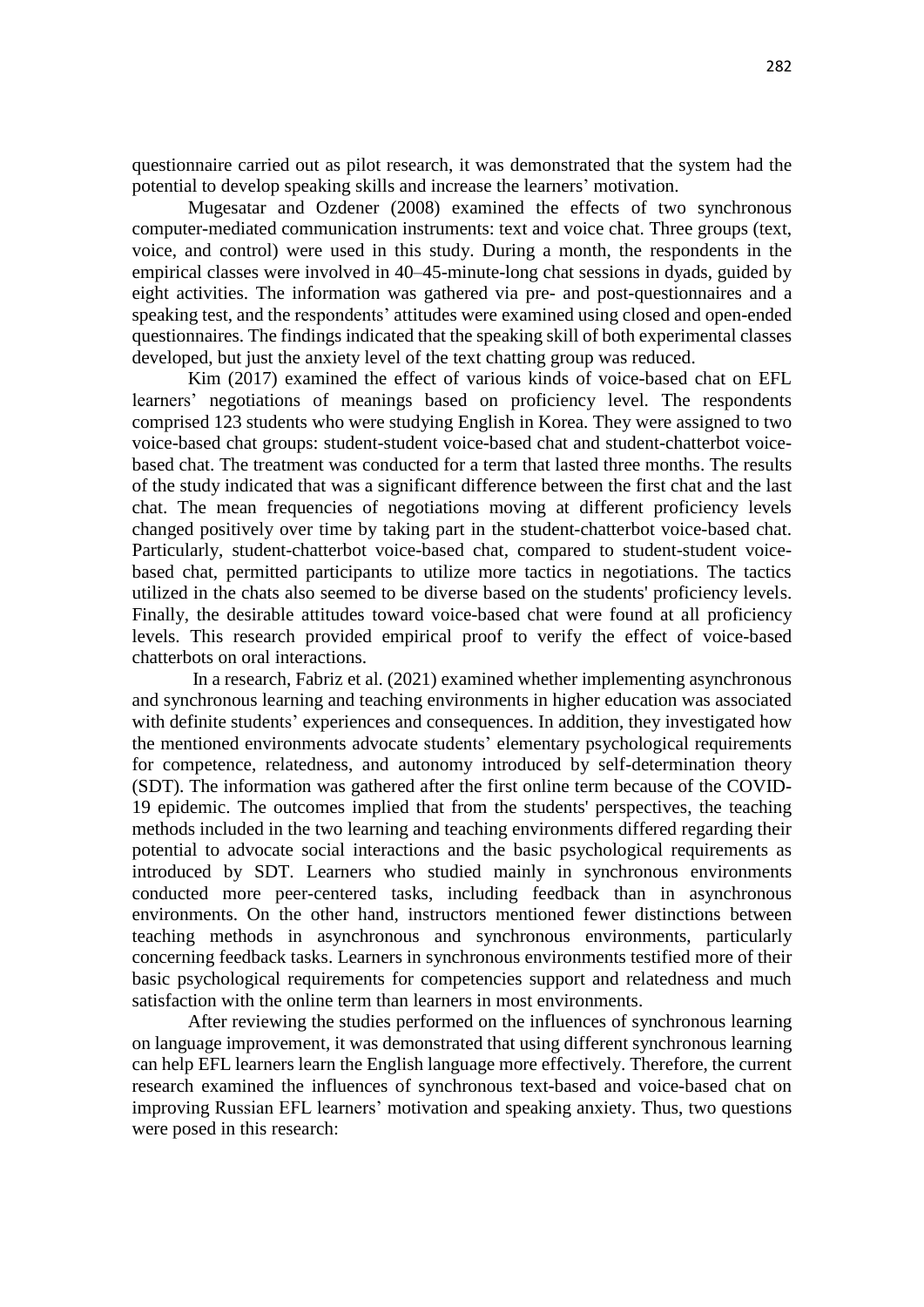questionnaire carried out as pilot research, it was demonstrated that the system had the potential to develop speaking skills and increase the learners' motivation.

Mugesatar and Ozdener (2008) examined the effects of two synchronous computer-mediated communication instruments: text and voice chat. Three groups (text, voice, and control) were used in this study. During a month, the respondents in the empirical classes were involved in 40–45-minute-long chat sessions in dyads, guided by eight activities. The information was gathered via pre- and post-questionnaires and a speaking test, and the respondents' attitudes were examined using closed and open-ended questionnaires. The findings indicated that the speaking skill of both experimental classes developed, but just the anxiety level of the text chatting group was reduced.

Kim (2017) examined the effect of various kinds of voice-based chat on EFL learners' negotiations of meanings based on proficiency level. The respondents comprised 123 students who were studying English in Korea. They were assigned to two voice-based chat groups: student-student voice-based chat and student-chatterbot voice-based chat. The treatment was conducted for a term that lasted three months. The results of the study indicated that was a significant difference between the first chat and the last chat. The mean frequencies of negotiations moving at different proficiency levels changed positively over time by taking part in the student-chatterbot voice-based chat. Particularly, student-chatterbot voice-based chat, compared to student-student voice-based chat, permitted participants to utilize more tactics in negotiations. The tactics utilized in the chats also seemed to be diverse based on the students' proficiency levels. Finally, the desirable attitudes toward voice-based chat were found at all proficiency levels. This research provided empirical proof to verify the effect of voice-based chatterbots on oral interactions.

In a research, Fabriz et al. (2021) examined whether implementing asynchronous and synchronous learning and teaching environments in higher education was associated with definite students' experiences and consequences. In addition, they investigated how the mentioned environments advocate students' elementary psychological requirements for competence, relatedness, and autonomy introduced by self-determination theory (SDT). The information was gathered after the first online term because of the COVID-19 epidemic. The outcomes implied that from the students' perspectives, the teaching methods included in the two learning and teaching environments differed regarding their potential to advocate social interactions and the basic psychological requirements as introduced by SDT. Learners who studied mainly in synchronous environments conducted more peer-centered tasks, including feedback than in asynchronous environments. On the other hand, instructors mentioned fewer distinctions between teaching methods in asynchronous and synchronous environments, particularly concerning feedback tasks. Learners in synchronous environments testified more of their basic psychological requirements for competencies support and relatedness and much satisfaction with the online term than learners in most environments.

After reviewing the studies performed on the influences of synchronous learning on language improvement, it was demonstrated that using different synchronous learning can help EFL learners learn the English language more effectively. Therefore, the current research examined the influences of synchronous text-based and voice-based chat on improving Russian EFL learners' motivation and speaking anxiety. Thus, two questions were posed in this research: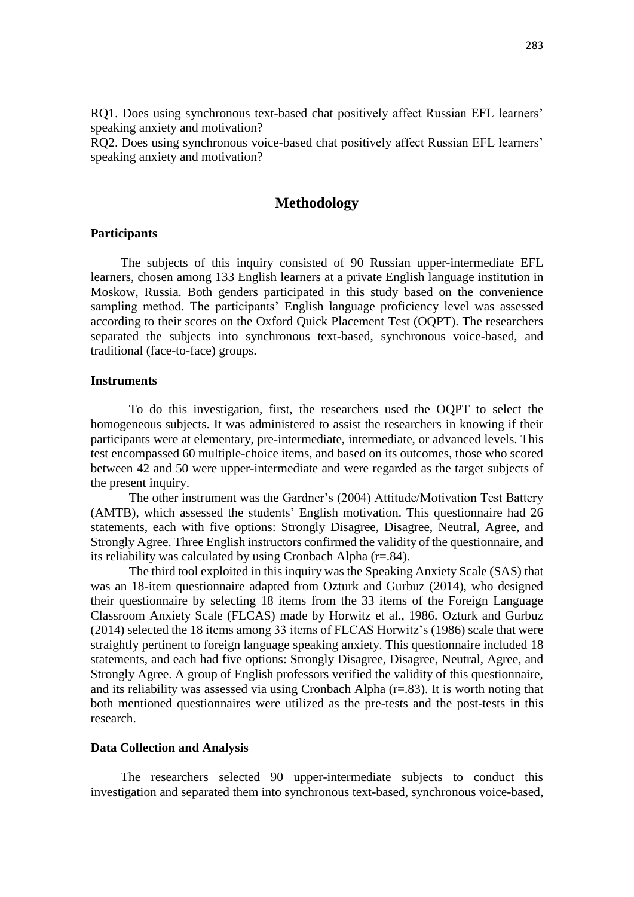RQ1. Does using synchronous text-based chat positively affect Russian EFL learners' speaking anxiety and motivation?
RQ2. Does using synchronous voice-based chat positively affect Russian EFL learners' speaking anxiety and motivation?

## Methodology

### Participants

The subjects of this inquiry consisted of 90 Russian upper-intermediate EFL learners, chosen among 133 English learners at a private English language institution in Moskow, Russia. Both genders participated in this study based on the convenience sampling method. The participants' English language proficiency level was assessed according to their scores on the Oxford Quick Placement Test (OQPT). The researchers separated the subjects into synchronous text-based, synchronous voice-based, and traditional (face-to-face) groups.

### Instruments

To do this investigation, first, the researchers used the OQPT to select the homogeneous subjects. It was administered to assist the researchers in knowing if their participants were at elementary, pre-intermediate, intermediate, or advanced levels. This test encompassed 60 multiple-choice items, and based on its outcomes, those who scored between 42 and 50 were upper-intermediate and were regarded as the target subjects of the present inquiry.

The other instrument was the Gardner's (2004) Attitude/Motivation Test Battery (AMTB), which assessed the students' English motivation. This questionnaire had 26 statements, each with five options: Strongly Disagree, Disagree, Neutral, Agree, and Strongly Agree. Three English instructors confirmed the validity of the questionnaire, and its reliability was calculated by using Cronbach Alpha (r=.84).

The third tool exploited in this inquiry was the Speaking Anxiety Scale (SAS) that was an 18-item questionnaire adapted from Ozturk and Gurbuz (2014), who designed their questionnaire by selecting 18 items from the 33 items of the Foreign Language Classroom Anxiety Scale (FLCAS) made by Horwitz et al., 1986. Ozturk and Gurbuz (2014) selected the 18 items among 33 items of FLCAS Horwitz's (1986) scale that were straightly pertinent to foreign language speaking anxiety. This questionnaire included 18 statements, and each had five options: Strongly Disagree, Disagree, Neutral, Agree, and Strongly Agree. A group of English professors verified the validity of this questionnaire, and its reliability was assessed via using Cronbach Alpha (r=.83). It is worth noting that both mentioned questionnaires were utilized as the pre-tests and the post-tests in this research.

### Data Collection and Analysis

The researchers selected 90 upper-intermediate subjects to conduct this investigation and separated them into synchronous text-based, synchronous voice-based,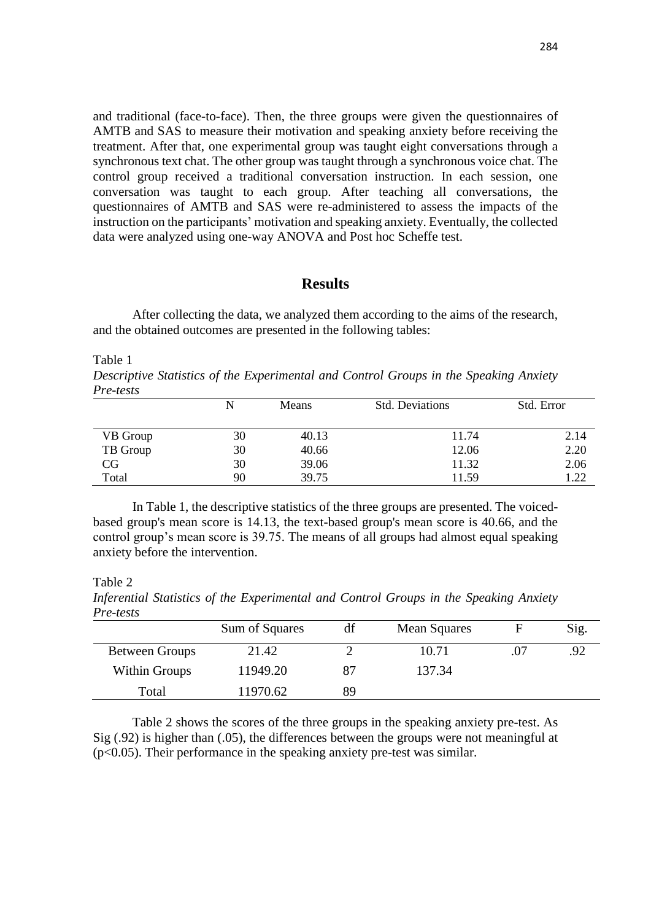and traditional (face-to-face). Then, the three groups were given the questionnaires of AMTB and SAS to measure their motivation and speaking anxiety before receiving the treatment. After that, one experimental group was taught eight conversations through a synchronous text chat. The other group was taught through a synchronous voice chat. The control group received a traditional conversation instruction. In each session, one conversation was taught to each group. After teaching all conversations, the questionnaires of AMTB and SAS were re-administered to assess the impacts of the instruction on the participants' motivation and speaking anxiety. Eventually, the collected data were analyzed using one-way ANOVA and Post hoc Scheffe test.

## Results

After collecting the data, we analyzed them according to the aims of the research, and the obtained outcomes are presented in the following tables:

Table 1

*Descriptive Statistics of the Experimental and Control Groups in the Speaking Anxiety Pre-tests*

| | N | Means | Std. Deviations | Std. Error |
|---|---|---|---|---|
| VB Group | 30 | 40.13 | 11.74 | 2.14 |
| TB Group | 30 | 40.66 | 12.06 | 2.20 |
| CG | 30 | 39.06 | 11.32 | 2.06 |
| Total | 90 | 39.75 | 11.59 | 1.22 |

In Table 1, the descriptive statistics of the three groups are presented. The voiced-based group's mean score is 14.13, the text-based group's mean score is 40.66, and the control group's mean score is 39.75. The means of all groups had almost equal speaking anxiety before the intervention.

Table 2

*Inferential Statistics of the Experimental and Control Groups in the Speaking Anxiety Pre-tests*

| | Sum of Squares | df | Mean Squares | F | Sig. |
|---|---|---|---|---|---|
| Between Groups | 21.42 | 2 | 10.71 | .07 | .92 |
| Within Groups | 11949.20 | 87 | 137.34 | | |
| Total | 11970.62 | 89 | | | |

Table 2 shows the scores of the three groups in the speaking anxiety pre-test. As Sig (.92) is higher than (.05), the differences between the groups were not meaningful at ($p<0.05$). Their performance in the speaking anxiety pre-test was similar.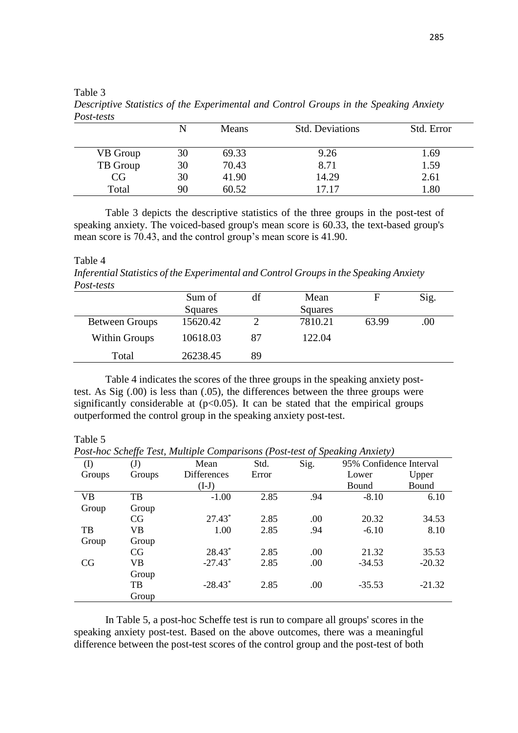Table 3

*Descriptive Statistics of the Experimental and Control Groups in the Speaking Anxiety Post-tests*

| | N | Means | Std. Deviations | Std. Error |
|---|---|---|---|---|
| VB Group | 30 | 69.33 | 9.26 | 1.69 |
| TB Group | 30 | 70.43 | 8.71 | 1.59 |
| CG | 30 | 41.90 | 14.29 | 2.61 |
| Total | 90 | 60.52 | 17.17 | 1.80 |

Table 3 depicts the descriptive statistics of the three groups in the post-test of speaking anxiety. The voiced-based group's mean score is 60.33, the text-based group's mean score is 70.43, and the control group's mean score is 41.90.

Table 4

*Inferential Statistics of the Experimental and Control Groups in the Speaking Anxiety Post-tests*

| | Sum of Squares | df | Mean Squares | F | Sig. |
|---|---|---|---|---|---|
| Between Groups | 15620.42 | 2 | 7810.21 | 63.99 | .00 |
| Within Groups | 10618.03 | 87 | 122.04 | | |
| Total | 26238.45 | 89 | | | |

Table 4 indicates the scores of the three groups in the speaking anxiety post-test. As Sig (.00) is less than (.05), the differences between the three groups were significantly considerable at ($p<0.05$). It can be stated that the empirical groups outperformed the control group in the speaking anxiety post-test.

Table 5

*Post-hoc Scheffe Test, Multiple Comparisons (Post-test of Speaking Anxiety)*

| (I) Groups | (J) Groups | Mean Differences (I-J) | Std. Error | Sig. | 95% Confidence Interval Lower Bound | Upper Bound |
|---|---|---|---|---|---|---|
| VB Group | TB Group | -1.00 | 2.85 | .94 | -8.10 | 6.10 |
| | CG | 27.43* | 2.85 | .00 | 20.32 | 34.53 |
| TB Group | VB Group | 1.00 | 2.85 | .94 | -6.10 | 8.10 |
| | CG | 28.43* | 2.85 | .00 | 21.32 | 35.53 |
| CG | VB Group | -27.43* | 2.85 | .00 | -34.53 | -20.32 |
| | TB Group | -28.43* | 2.85 | .00 | -35.53 | -21.32 |

In Table 5, a post-hoc Scheffe test is run to compare all groups' scores in the speaking anxiety post-test. Based on the above outcomes, there was a meaningful difference between the post-test scores of the control group and the post-test of both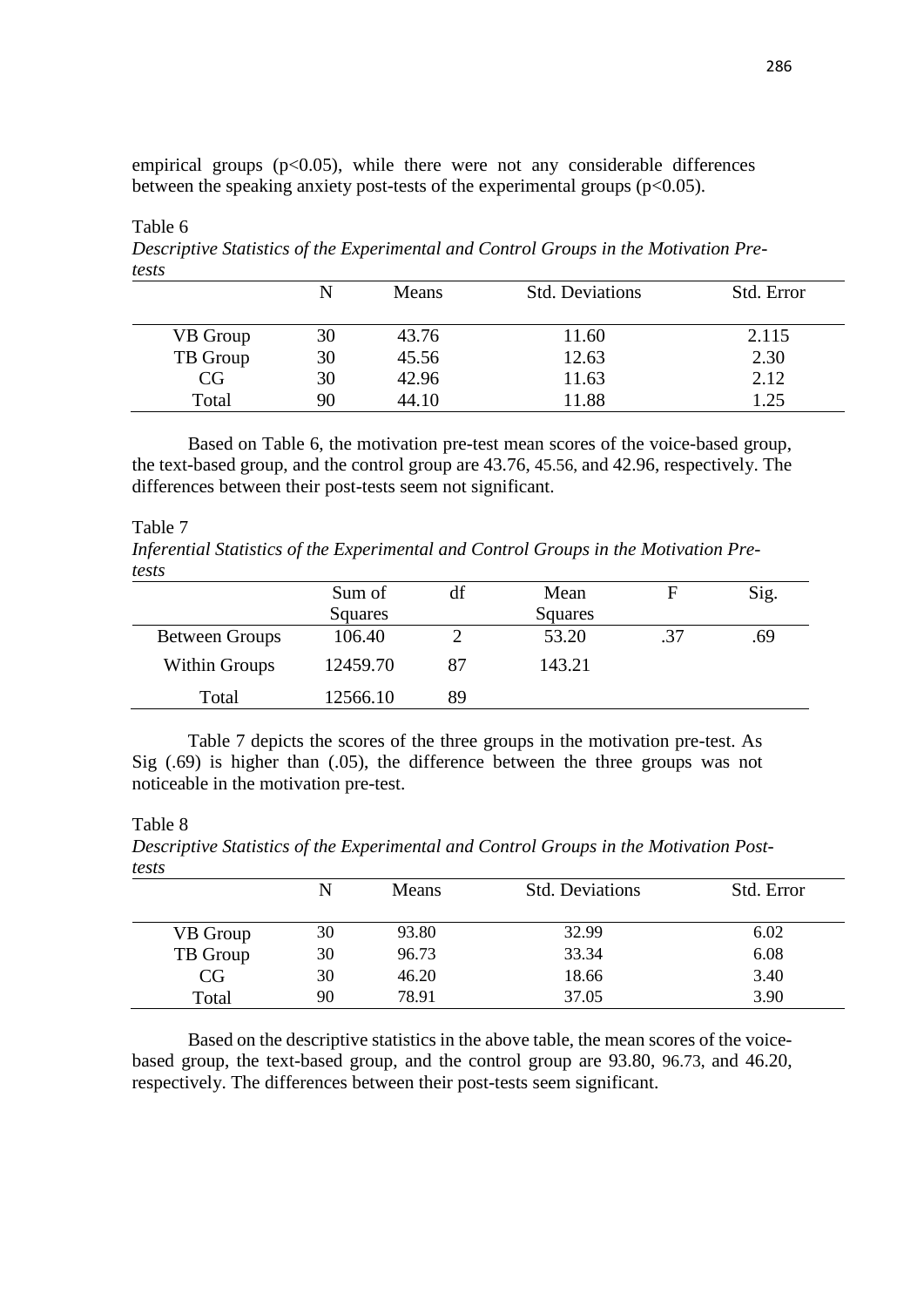empirical groups ($p<0.05$), while there were not any considerable differences between the speaking anxiety post-tests of the experimental groups ($p<0.05$).

Table 6

*Descriptive Statistics of the Experimental and Control Groups in the Motivation Pre-tests*

| | N | Means | Std. Deviations | Std. Error |
|---|---|---|---|---|
| VB Group | 30 | 43.76 | 11.60 | 2.115 |
| TB Group | 30 | 45.56 | 12.63 | 2.30 |
| CG | 30 | 42.96 | 11.63 | 2.12 |
| Total | 90 | 44.10 | 11.88 | 1.25 |

Based on Table 6, the motivation pre-test mean scores of the voice-based group, the text-based group, and the control group are 43.76, 45.56, and 42.96, respectively. The differences between their post-tests seem not significant.

Table 7

*Inferential Statistics of the Experimental and Control Groups in the Motivation Pre-tests*

| | Sum of Squares | df | Mean Squares | F | Sig. |
|---|---|---|---|---|---|
| Between Groups | 106.40 | 2 | 53.20 | .37 | .69 |
| Within Groups | 12459.70 | 87 | 143.21 | | |
| Total | 12566.10 | 89 | | | |

Table 7 depicts the scores of the three groups in the motivation pre-test. As Sig (.69) is higher than (.05), the difference between the three groups was not noticeable in the motivation pre-test.

Table 8

*Descriptive Statistics of the Experimental and Control Groups in the Motivation Post-tests*

| | N | Means | Std. Deviations | Std. Error |
|---|---|---|---|---|
| VB Group | 30 | 93.80 | 32.99 | 6.02 |
| TB Group | 30 | 96.73 | 33.34 | 6.08 |
| CG | 30 | 46.20 | 18.66 | 3.40 |
| Total | 90 | 78.91 | 37.05 | 3.90 |

Based on the descriptive statistics in the above table, the mean scores of the voice-based group, the text-based group, and the control group are 93.80, 96.73, and 46.20, respectively. The differences between their post-tests seem significant.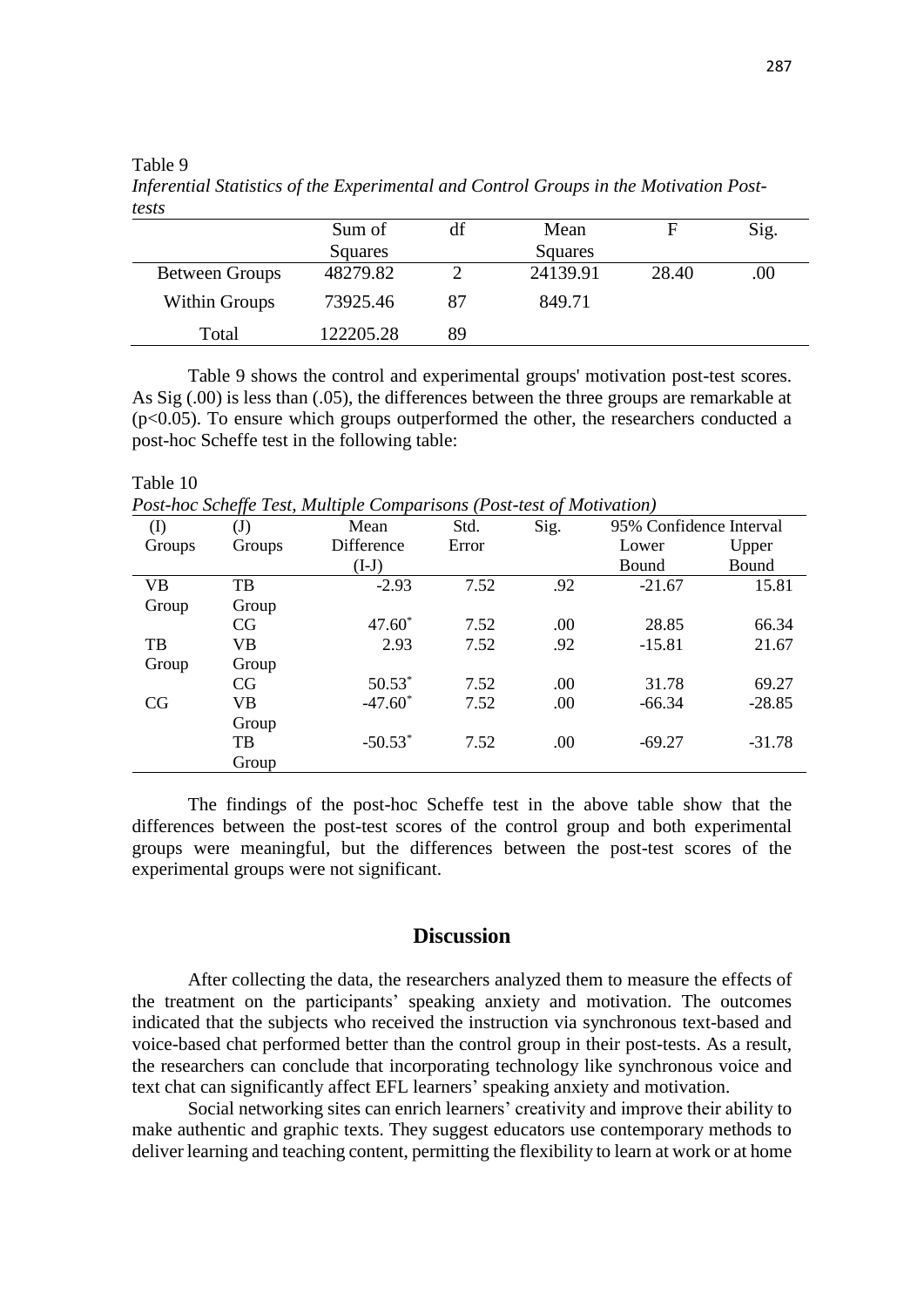Table 9

*Inferential Statistics of the Experimental and Control Groups in the Motivation Post-tests*

| | Sum of Squares | df | Mean Squares | F | Sig. |
|---|---|---|---|---|---|
| Between Groups | 48279.82 | 2 | 24139.91 | 28.40 | .00 |
| Within Groups | 73925.46 | 87 | 849.71 | | |
| Total | 122205.28 | 89 | | | |

Table 9 shows the control and experimental groups' motivation post-test scores. As Sig (.00) is less than (.05), the differences between the three groups are remarkable at ($p<0.05$). To ensure which groups outperformed the other, the researchers conducted a post-hoc Scheffe test in the following table:

Table 10

*Post-hoc Scheffe Test, Multiple Comparisons (Post-test of Motivation)*

| (I) Groups | (J) Groups | Mean Difference (I-J) | Std. Error | Sig. | 95% Confidence Interval Lower Bound | Upper Bound |
|---|---|---|---|---|---|---|
| VB Group | TB Group | -2.93 | 7.52 | .92 | -21.67 | 15.81 |
| | CG | 47.60* | 7.52 | .00 | 28.85 | 66.34 |
| TB Group | VB Group | 2.93 | 7.52 | .92 | -15.81 | 21.67 |
| | CG | 50.53* | 7.52 | .00 | 31.78 | 69.27 |
| CG | VB Group | -47.60* | 7.52 | .00 | -66.34 | -28.85 |
| | TB Group | -50.53* | 7.52 | .00 | -69.27 | -31.78 |

The findings of the post-hoc Scheffe test in the above table show that the differences between the post-test scores of the control group and both experimental groups were meaningful, but the differences between the post-test scores of the experimental groups were not significant.

## Discussion

After collecting the data, the researchers analyzed them to measure the effects of the treatment on the participants' speaking anxiety and motivation. The outcomes indicated that the subjects who received the instruction via synchronous text-based and voice-based chat performed better than the control group in their post-tests. As a result, the researchers can conclude that incorporating technology like synchronous voice and text chat can significantly affect EFL learners' speaking anxiety and motivation.

Social networking sites can enrich learners' creativity and improve their ability to make authentic and graphic texts. They suggest educators use contemporary methods to deliver learning and teaching content, permitting the flexibility to learn at work or at home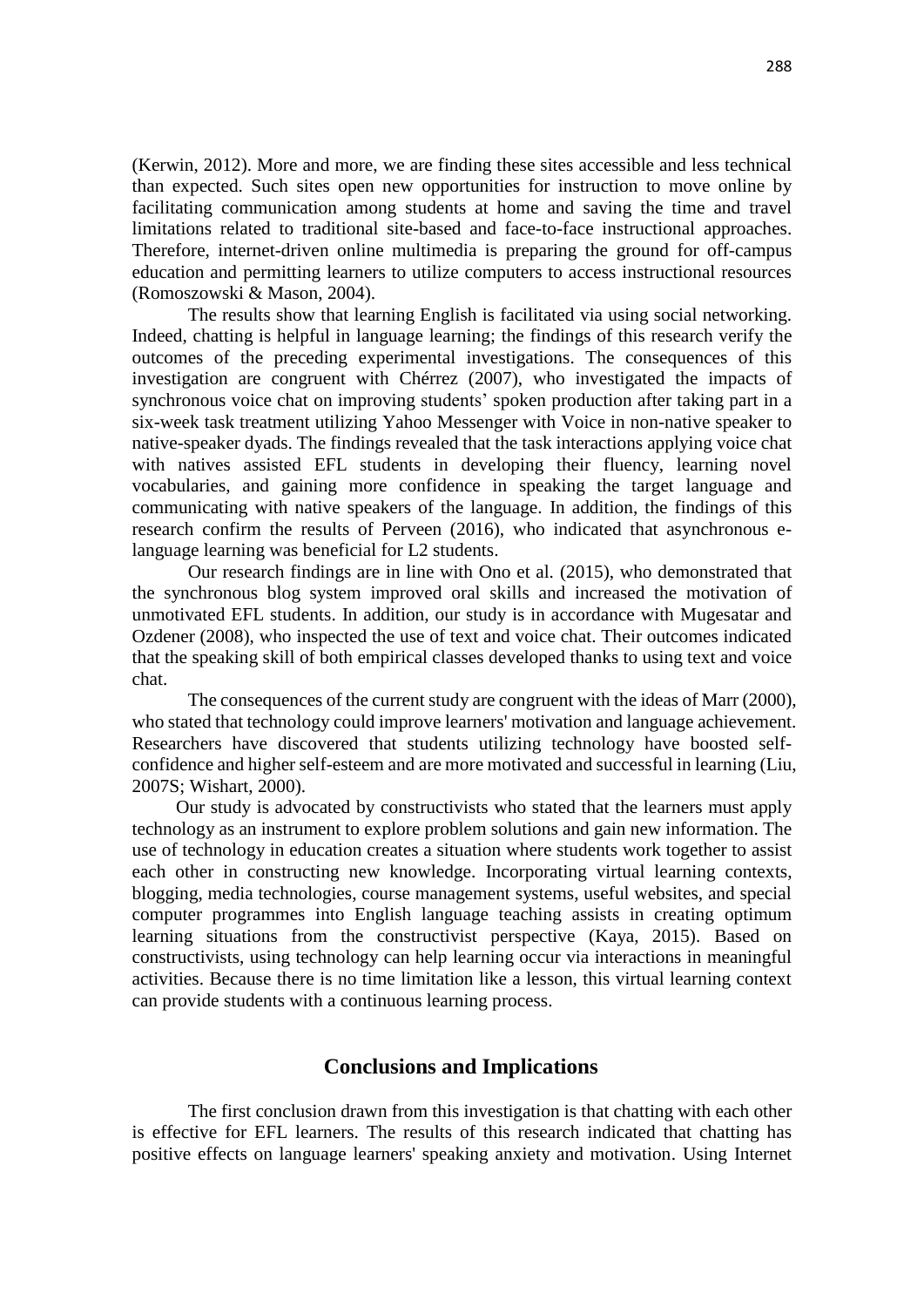(Kerwin, 2012). More and more, we are finding these sites accessible and less technical than expected. Such sites open new opportunities for instruction to move online by facilitating communication among students at home and saving the time and travel limitations related to traditional site-based and face-to-face instructional approaches. Therefore, internet-driven online multimedia is preparing the ground for off-campus education and permitting learners to utilize computers to access instructional resources (Romoszowski & Mason, 2004).

The results show that learning English is facilitated via using social networking. Indeed, chatting is helpful in language learning; the findings of this research verify the outcomes of the preceding experimental investigations. The consequences of this investigation are congruent with Chérrez (2007), who investigated the impacts of synchronous voice chat on improving students' spoken production after taking part in a six-week task treatment utilizing Yahoo Messenger with Voice in non-native speaker to native-speaker dyads. The findings revealed that the task interactions applying voice chat with natives assisted EFL students in developing their fluency, learning novel vocabularies, and gaining more confidence in speaking the target language and communicating with native speakers of the language. In addition, the findings of this research confirm the results of Perveen (2016), who indicated that asynchronous e-language learning was beneficial for L2 students.

Our research findings are in line with Ono et al. (2015), who demonstrated that the synchronous blog system improved oral skills and increased the motivation of unmotivated EFL students. In addition, our study is in accordance with Mugesatar and Ozdener (2008), who inspected the use of text and voice chat. Their outcomes indicated that the speaking skill of both empirical classes developed thanks to using text and voice chat.

The consequences of the current study are congruent with the ideas of Marr (2000), who stated that technology could improve learners' motivation and language achievement. Researchers have discovered that students utilizing technology have boosted self-confidence and higher self-esteem and are more motivated and successful in learning (Liu, 2007S; Wishart, 2000).

Our study is advocated by constructivists who stated that the learners must apply technology as an instrument to explore problem solutions and gain new information. The use of technology in education creates a situation where students work together to assist each other in constructing new knowledge. Incorporating virtual learning contexts, blogging, media technologies, course management systems, useful websites, and special computer programmes into English language teaching assists in creating optimum learning situations from the constructivist perspective (Kaya, 2015). Based on constructivists, using technology can help learning occur via interactions in meaningful activities. Because there is no time limitation like a lesson, this virtual learning context can provide students with a continuous learning process.

## Conclusions and Implications

The first conclusion drawn from this investigation is that chatting with each other is effective for EFL learners. The results of this research indicated that chatting has positive effects on language learners' speaking anxiety and motivation. Using Internet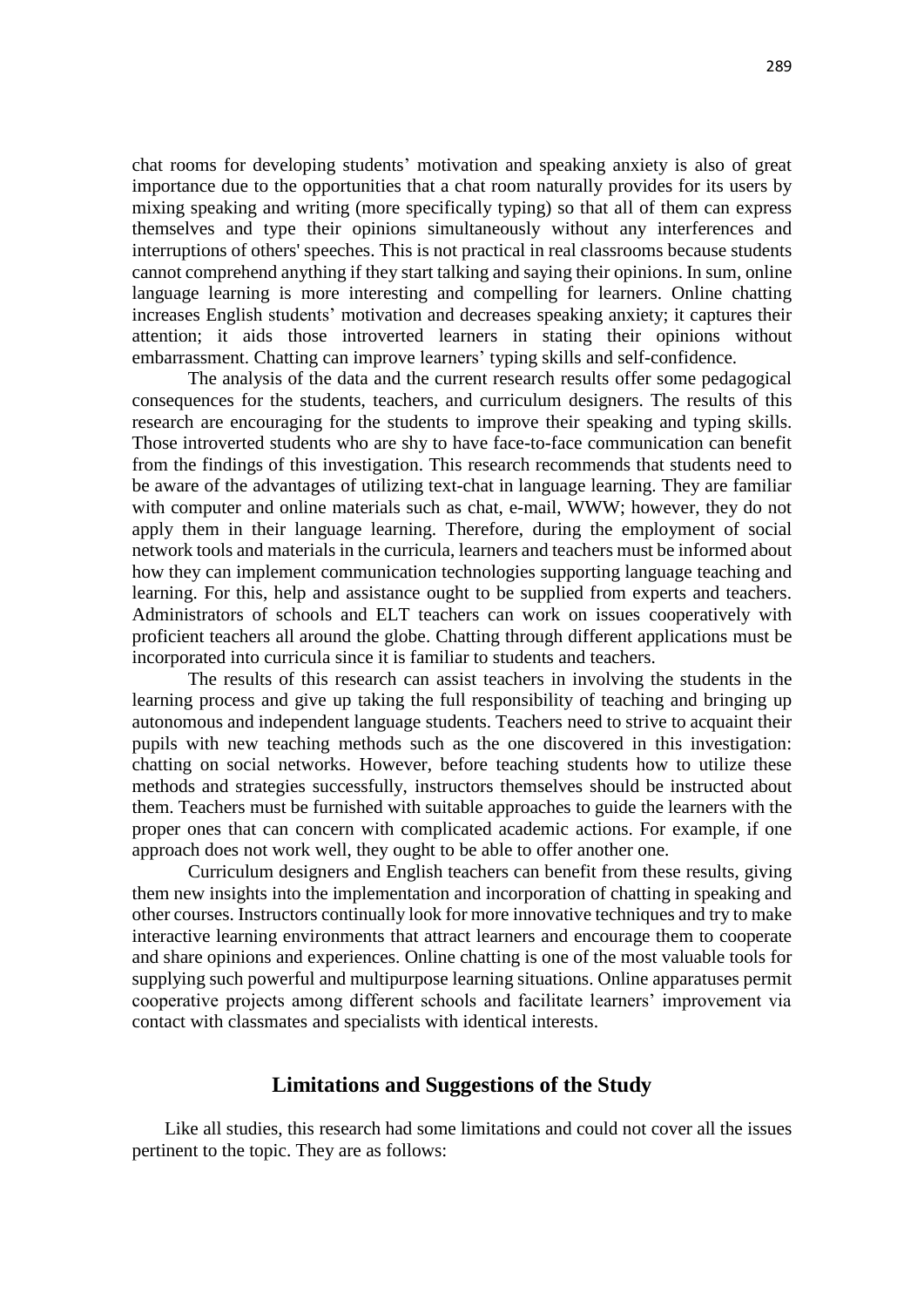chat rooms for developing students' motivation and speaking anxiety is also of great importance due to the opportunities that a chat room naturally provides for its users by mixing speaking and writing (more specifically typing) so that all of them can express themselves and type their opinions simultaneously without any interferences and interruptions of others' speeches. This is not practical in real classrooms because students cannot comprehend anything if they start talking and saying their opinions. In sum, online language learning is more interesting and compelling for learners. Online chatting increases English students' motivation and decreases speaking anxiety; it captures their attention; it aids those introverted learners in stating their opinions without embarrassment. Chatting can improve learners' typing skills and self-confidence.

The analysis of the data and the current research results offer some pedagogical consequences for the students, teachers, and curriculum designers. The results of this research are encouraging for the students to improve their speaking and typing skills. Those introverted students who are shy to have face-to-face communication can benefit from the findings of this investigation. This research recommends that students need to be aware of the advantages of utilizing text-chat in language learning. They are familiar with computer and online materials such as chat, e-mail, WWW; however, they do not apply them in their language learning. Therefore, during the employment of social network tools and materials in the curricula, learners and teachers must be informed about how they can implement communication technologies supporting language teaching and learning. For this, help and assistance ought to be supplied from experts and teachers. Administrators of schools and ELT teachers can work on issues cooperatively with proficient teachers all around the globe. Chatting through different applications must be incorporated into curricula since it is familiar to students and teachers.

The results of this research can assist teachers in involving the students in the learning process and give up taking the full responsibility of teaching and bringing up autonomous and independent language students. Teachers need to strive to acquaint their pupils with new teaching methods such as the one discovered in this investigation: chatting on social networks. However, before teaching students how to utilize these methods and strategies successfully, instructors themselves should be instructed about them. Teachers must be furnished with suitable approaches to guide the learners with the proper ones that can concern with complicated academic actions. For example, if one approach does not work well, they ought to be able to offer another one.

Curriculum designers and English teachers can benefit from these results, giving them new insights into the implementation and incorporation of chatting in speaking and other courses. Instructors continually look for more innovative techniques and try to make interactive learning environments that attract learners and encourage them to cooperate and share opinions and experiences. Online chatting is one of the most valuable tools for supplying such powerful and multipurpose learning situations. Online apparatuses permit cooperative projects among different schools and facilitate learners' improvement via contact with classmates and specialists with identical interests.

## Limitations and Suggestions of the Study

Like all studies, this research had some limitations and could not cover all the issues pertinent to the topic. They are as follows: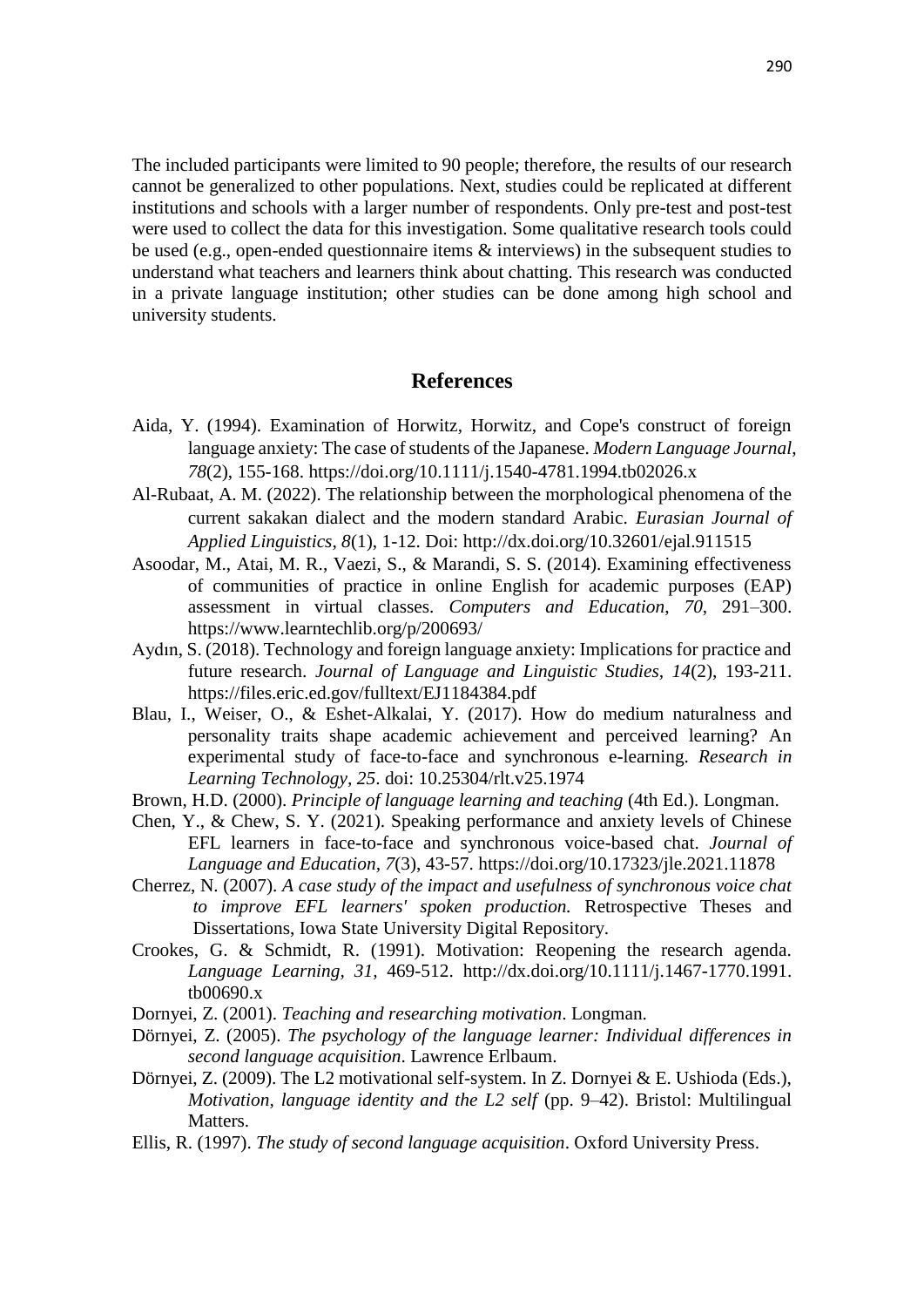The included participants were limited to 90 people; therefore, the results of our research cannot be generalized to other populations. Next, studies could be replicated at different institutions and schools with a larger number of respondents. Only pre-test and post-test were used to collect the data for this investigation. Some qualitative research tools could be used (e.g., open-ended questionnaire items & interviews) in the subsequent studies to understand what teachers and learners think about chatting. This research was conducted in a private language institution; other studies can be done among high school and university students.

## References

Aida, Y. (1994). Examination of Horwitz, Horwitz, and Cope's construct of foreign language anxiety: The case of students of the Japanese. *Modern Language Journal*, *78*(2), 155-168. https://doi.org/10.1111/j.1540-4781.1994.tb02026.x

Al-Rubaat, A. M. (2022). The relationship between the morphological phenomena of the current sakakan dialect and the modern standard Arabic. *Eurasian Journal of Applied Linguistics*, *8*(1), 1-12. Doi: http://dx.doi.org/10.32601/ejal.911515

Asoodar, M., Atai, M. R., Vaezi, S., & Marandi, S. S. (2014). Examining effectiveness of communities of practice in online English for academic purposes (EAP) assessment in virtual classes. *Computers and Education*, *70*, 291–300. https://www.learntechlib.org/p/200693/

Aydın, S. (2018). Technology and foreign language anxiety: Implications for practice and future research. *Journal of Language and Linguistic Studies, 14*(2), 193-211. https://files.eric.ed.gov/fulltext/EJ1184384.pdf

Blau, I., Weiser, O., & Eshet-Alkalai, Y. (2017). How do medium naturalness and personality traits shape academic achievement and perceived learning? An experimental study of face-to-face and synchronous e-learning. *Research in Learning Technology, 25*. doi: 10.25304/rlt.v25.1974

Brown, H.D. (2000). *Principle of language learning and teaching* (4th Ed.). Longman.

Chen, Y., & Chew, S. Y. (2021). Speaking performance and anxiety levels of Chinese EFL learners in face-to-face and synchronous voice-based chat. *Journal of Language and Education, 7*(3), 43-57. https://doi.org/10.17323/jle.2021.11878

Cherrez, N. (2007). *A case study of the impact and usefulness of synchronous voice chat to improve EFL learners' spoken production.* Retrospective Theses and Dissertations, Iowa State University Digital Repository.

Crookes, G. & Schmidt, R. (1991). Motivation: Reopening the research agenda. *Language Learning, 31,* 469-512. http://dx.doi.org/10.1111/j.1467-1770.1991.tb00690.x

Dornyei, Z. (2001). *Teaching and researching motivation*. Longman.

Dörnyei, Z. (2005). *The psychology of the language learner: Individual differences in second language acquisition*. Lawrence Erlbaum.

Dörnyei, Z. (2009). The L2 motivational self-system. In Z. Dornyei & E. Ushioda (Eds.), *Motivation, language identity and the L2 self* (pp. 9–42). Bristol: Multilingual Matters.

Ellis, R. (1997). *The study of second language acquisition*. Oxford University Press.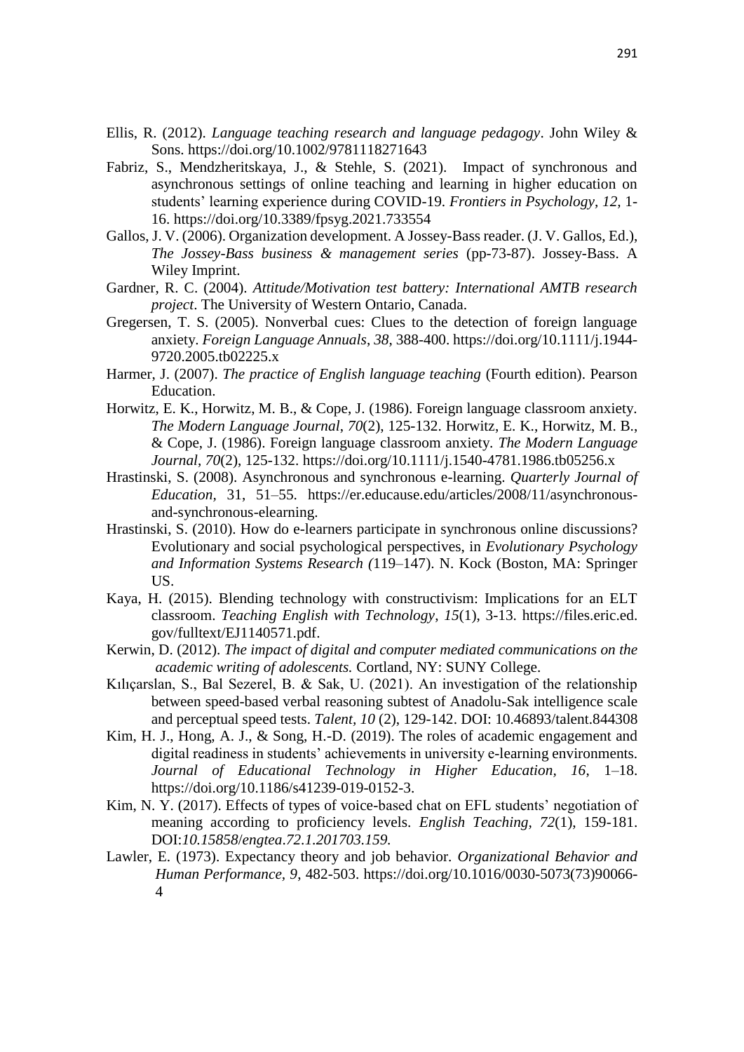Ellis, R. (2012). *Language teaching research and language pedagogy*. John Wiley & Sons. https://doi.org/10.1002/9781118271643

Fabriz, S., Mendzheritskaya, J., & Stehle, S. (2021). Impact of synchronous and asynchronous settings of online teaching and learning in higher education on students' learning experience during COVID-19. *Frontiers in Psychology*, *12*, 1-16. https://doi.org/10.3389/fpsyg.2021.733554

Gallos, J. V. (2006). Organization development. A Jossey-Bass reader. (J. V. Gallos, Ed.), *The Jossey-Bass business & management series* (pp-73-87). Jossey-Bass. A Wiley Imprint.

Gardner, R. C. (2004). *Attitude/Motivation test battery: International AMTB research project*. The University of Western Ontario, Canada.

Gregersen, T. S. (2005). Nonverbal cues: Clues to the detection of foreign language anxiety. *Foreign Language Annuals*, *38*, 388-400. https://doi.org/10.1111/j.1944-9720.2005.tb02225.x

Harmer, J. (2007). *The practice of English language teaching* (Fourth edition). Pearson Education.

Horwitz, E. K., Horwitz, M. B., & Cope, J. (1986). Foreign language classroom anxiety. *The Modern Language Journal*, *70*(2), 125-132. Horwitz, E. K., Horwitz, M. B., & Cope, J. (1986). Foreign language classroom anxiety. *The Modern Language Journal*, *70*(2), 125-132. https://doi.org/10.1111/j.1540-4781.1986.tb05256.x

Hrastinski, S. (2008). Asynchronous and synchronous e-learning. *Quarterly Journal of Education*, 31, 51–55. https://er.educause.edu/articles/2008/11/asynchronous-and-synchronous-elearning.

Hrastinski, S. (2010). How do e-learners participate in synchronous online discussions? Evolutionary and social psychological perspectives, in *Evolutionary Psychology and Information Systems Research (*119–147). N. Kock (Boston, MA: Springer US.

Kaya, H. (2015). Blending technology with constructivism: Implications for an ELT classroom. *Teaching English with Technology*, *15*(1), 3-13. https://files.eric.ed.gov/fulltext/EJ1140571.pdf.

Kerwin, D. (2012). *The impact of digital and computer mediated communications on the academic writing of adolescents.* Cortland, NY: SUNY College.

Kılıçarslan, S., Bal Sezerel, B. & Sak, U. (2021). An investigation of the relationship between speed-based verbal reasoning subtest of Anadolu-Sak intelligence scale and perceptual speed tests. *Talent*, *10* (2), 129-142. DOI: 10.46893/talent.844308

Kim, H. J., Hong, A. J., & Song, H.-D. (2019). The roles of academic engagement and digital readiness in students' achievements in university e-learning environments. *Journal of Educational Technology in Higher Education*, *16*, 1–18. https://doi.org/10.1186/s41239-019-0152-3.

Kim, N. Y. (2017). Effects of types of voice-based chat on EFL students' negotiation of meaning according to proficiency levels. *English Teaching*, *72*(1), 159-181. DOI:*10.15858/engtea.72.1.201703.159.*

Lawler, E. (1973). Expectancy theory and job behavior. *Organizational Behavior and Human Performance*, *9*, 482-503. https://doi.org/10.1016/0030-5073(73)90066-4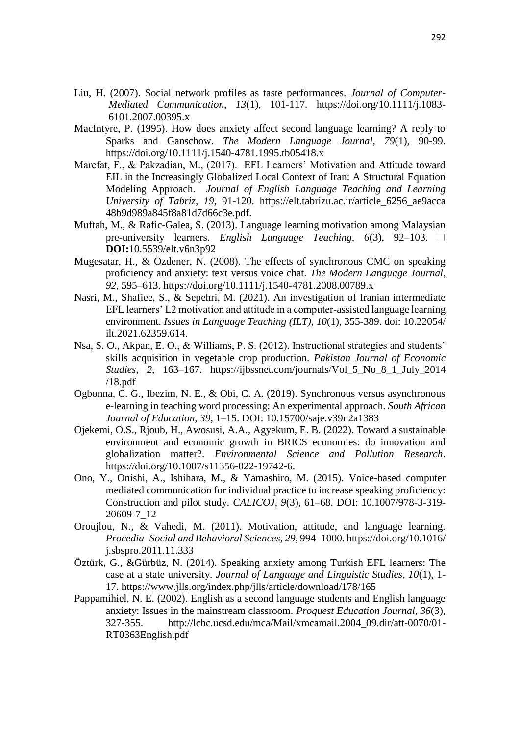Liu, H. (2007). Social network profiles as taste performances. *Journal of Computer-Mediated Communication, 13*(1), 101-117. https://doi.org/10.1111/j.1083-6101.2007.00395.x

MacIntyre, P. (1995). How does anxiety affect second language learning? A reply to Sparks and Ganschow. *The Modern Language Journal, 79*(1), 90-99. https://doi.org/10.1111/j.1540-4781.1995.tb05418.x

Marefat, F., & Pakzadian, M., (2017). EFL Learners' Motivation and Attitude toward EIL in the Increasingly Globalized Local Context of Iran: A Structural Equation Modeling Approach. *Journal of English Language Teaching and Learning University of Tabriz, 19*, 91-120. https://elt.tabrizu.ac.ir/article_6256_ae9acca48b9d989a845f8a81d7d66c3e.pdf.

Muftah, M., & Rafic-Galea, S. (2013). Language learning motivation among Malaysian pre-university learners. *English Language Teaching, 6*(3), 92–103. **DOI:**10.5539/elt.v6n3p92

Mugesatar, H., & Ozdener, N. (2008). The effects of synchronous CMC on speaking proficiency and anxiety: text versus voice chat. *The Modern Language Journal*, *92*, 595–613. https://doi.org/10.1111/j.1540-4781.2008.00789.x

Nasri, M., Shafiee, S., & Sepehri, M. (2021). An investigation of Iranian intermediate EFL learners' L2 motivation and attitude in a computer-assisted language learning environment. *Issues in Language Teaching (ILT), 10*(1), 355-389. doi: 10.22054/ilt.2021.62359.614.

Nsa, S. O., Akpan, E. O., & Williams, P. S. (2012). Instructional strategies and students' skills acquisition in vegetable crop production. *Pakistan Journal of Economic Studies, 2,* 163–167. https://ijbssnet.com/journals/Vol_5_No_8_1_July_2014/18.pdf

Ogbonna, C. G., Ibezim, N. E., & Obi, C. A. (2019). Synchronous versus asynchronous e-learning in teaching word processing: An experimental approach. *South African Journal of Education, 39*, 1–15. DOI: 10.15700/saje.v39n2a1383

Ojekemi, O.S., Rjoub, H., Awosusi, A.A., Agyekum, E. B. (2022). Toward a sustainable environment and economic growth in BRICS economies: do innovation and globalization matter?. *Environmental Science and Pollution Research*. https://doi.org/10.1007/s11356-022-19742-6.

Ono, Y., Onishi, A., Ishihara, M., & Yamashiro, M. (2015). Voice-based computer mediated communication for individual practice to increase speaking proficiency: Construction and pilot study. *CALICOJ, 9*(3), 61–68. DOI: 10.1007/978-3-319-20609-7_12

Oroujlou, N., & Vahedi, M. (2011). Motivation, attitude, and language learning. *Procedia- Social and Behavioral Sciences, 29*, 994–1000. https://doi.org/10.1016/j.sbspro.2011.11.333

Öztürk, G., &Gürbüz, N. (2014). Speaking anxiety among Turkish EFL learners: The case at a state university. *Journal of Language and Linguistic Studies, 10*(1), 1-17. https://www.jlls.org/index.php/jlls/article/download/178/165

Pappamihiel, N. E. (2002). English as a second language students and English language anxiety: Issues in the mainstream classroom. *Proquest Education Journal, 36*(3), 327-355. http://lchc.ucsd.edu/mca/Mail/xmcamail.2004_09.dir/att-0070/01-RT0363English.pdf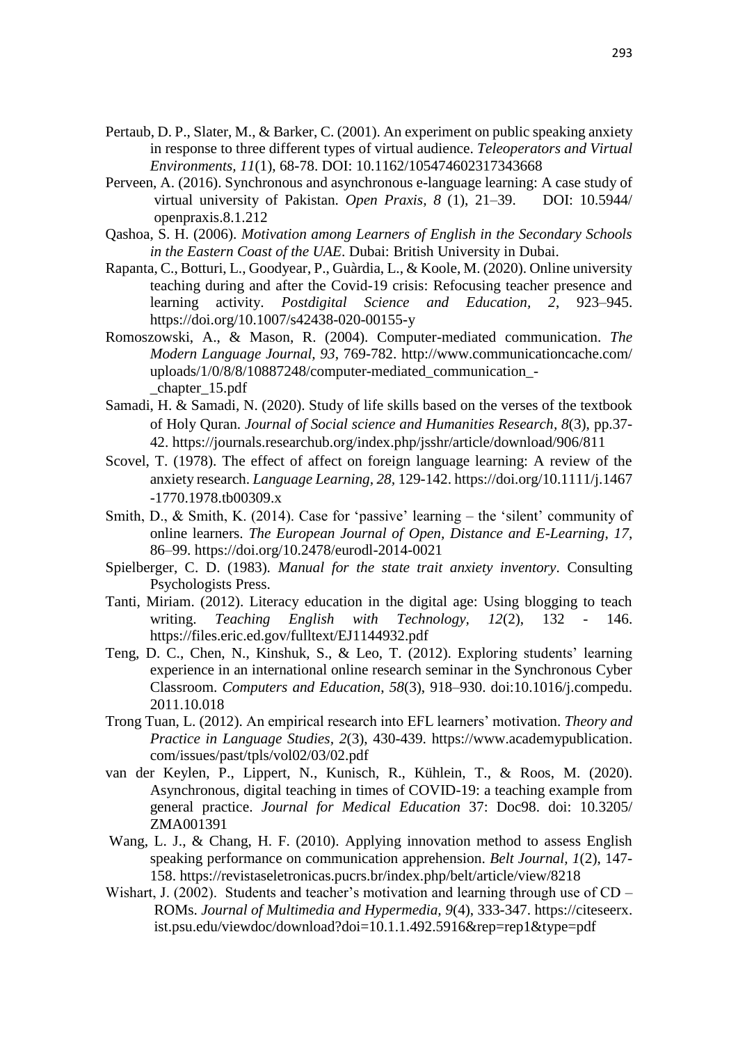Pertaub, D. P., Slater, M., & Barker, C. (2001). An experiment on public speaking anxiety in response to three different types of virtual audience. *Teleoperators and Virtual Environments, 11*(1), 68-78. DOI: 10.1162/105474602317343668

Perveen, A. (2016). Synchronous and asynchronous e-language learning: A case study of virtual university of Pakistan. *Open Praxis, 8* (1), 21–39. DOI: 10.5944/ openpraxis.8.1.212

Qashoa, S. H. (2006). *Motivation among Learners of English in the Secondary Schools in the Eastern Coast of the UAE*. Dubai: British University in Dubai.

Rapanta, C., Botturi, L., Goodyear, P., Guàrdia, L., & Koole, M. (2020). Online university teaching during and after the Covid-19 crisis: Refocusing teacher presence and learning activity. *Postdigital Science and Education, 2*, 923–945. https://doi.org/10.1007/s42438-020-00155-y

Romoszowski, A., & Mason, R. (2004). Computer-mediated communication. *The Modern Language Journal, 93*, 769-782. http://www.communicationcache.com/ uploads/1/0/8/8/10887248/computer-mediated_communication_-_chapter_15.pdf

Samadi, H. & Samadi, N. (2020). Study of life skills based on the verses of the textbook of Holy Quran. *Journal of Social science and Humanities Research, 8*(3), pp.37-42. https://journals.researchub.org/index.php/jsshr/article/download/906/811

Scovel, T. (1978). The effect of affect on foreign language learning: A review of the anxiety research. *Language Learning, 28,* 129-142. https://doi.org/10.1111/j.1467-1770.1978.tb00309.x

Smith, D., & Smith, K. (2014). Case for 'passive' learning – the 'silent' community of online learners. *The European Journal of Open, Distance and E-Learning, 17*, 86–99. https://doi.org/10.2478/eurodl-2014-0021

Spielberger, C. D. (1983). *Manual for the state trait anxiety inventory*. Consulting Psychologists Press.

Tanti, Miriam. (2012). Literacy education in the digital age: Using blogging to teach writing. *Teaching English with Technology, 12*(2), 132 - 146. https://files.eric.ed.gov/fulltext/EJ1144932.pdf

Teng, D. C., Chen, N., Kinshuk, S., & Leo, T. (2012). Exploring students' learning experience in an international online research seminar in the Synchronous Cyber Classroom. *Computers and Education, 58*(3), 918–930. doi:10.1016/j.compedu. 2011.10.018

Trong Tuan, L. (2012). An empirical research into EFL learners' motivation. *Theory and Practice in Language Studies, 2*(3), 430-439. https://www.academypublication. com/issues/past/tpls/vol02/03/02.pdf

van der Keylen, P., Lippert, N., Kunisch, R., Kühlein, T., & Roos, M. (2020). Asynchronous, digital teaching in times of COVID-19: a teaching example from general practice. *Journal for Medical Education* 37: Doc98. doi: 10.3205/ ZMA001391

Wang, L. J., & Chang, H. F. (2010). Applying innovation method to assess English speaking performance on communication apprehension. *Belt Journal, 1*(2), 147-158. https://revistaseletronicas.pucrs.br/index.php/belt/article/view/8218

Wishart, J. (2002). Students and teacher's motivation and learning through use of CD – ROMs. *Journal of Multimedia and Hypermedia, 9*(4), 333-347. https://citeseerx. ist.psu.edu/viewdoc/download?doi=10.1.1.492.5916&rep=rep1&type=pdf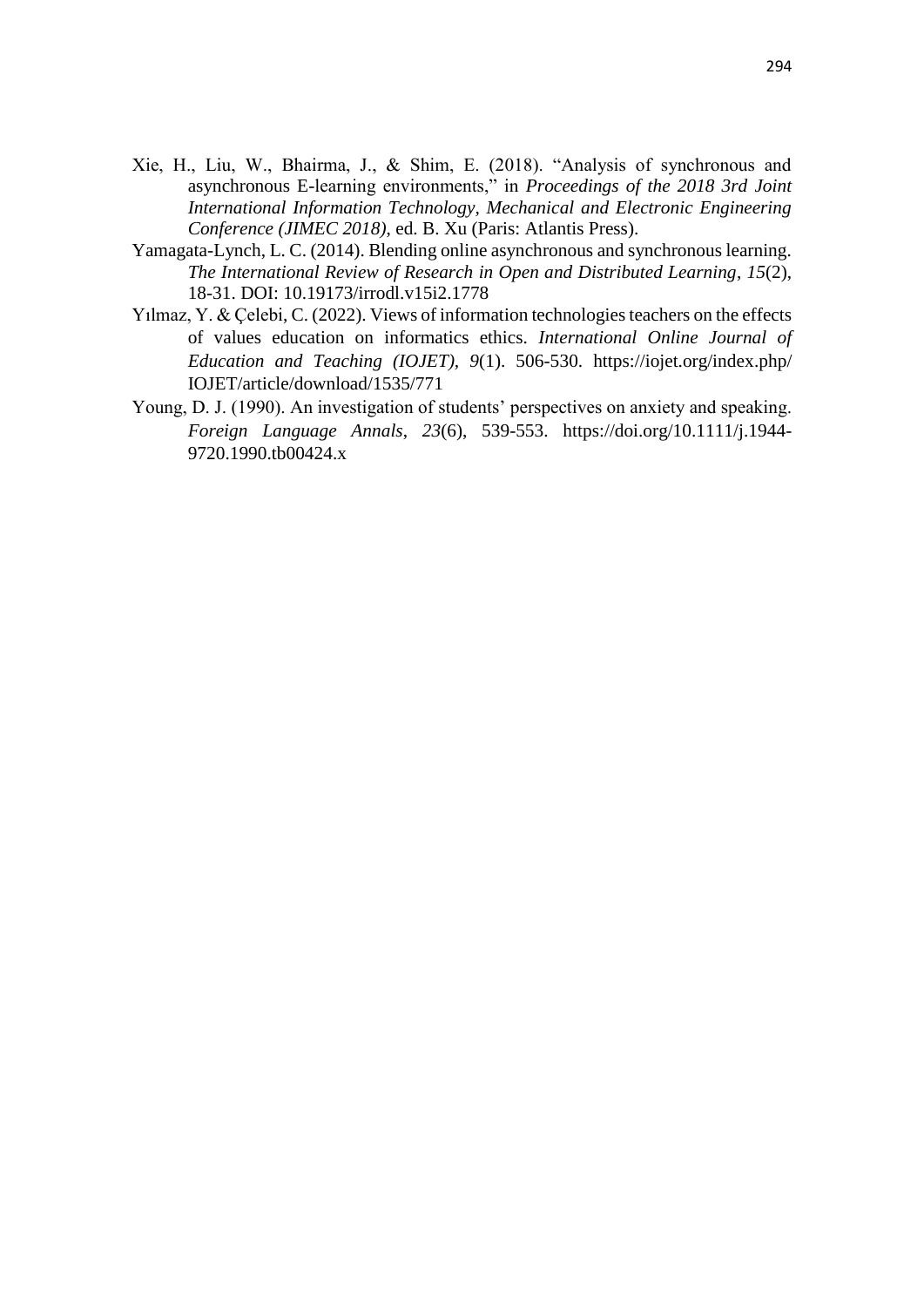Xie, H., Liu, W., Bhairma, J., & Shim, E. (2018). "Analysis of synchronous and asynchronous E-learning environments," in *Proceedings of the 2018 3rd Joint International Information Technology, Mechanical and Electronic Engineering Conference (JIMEC 2018)*, ed. B. Xu (Paris: Atlantis Press).

Yamagata-Lynch, L. C. (2014). Blending online asynchronous and synchronous learning. *The International Review of Research in Open and Distributed Learning*, *15*(2), 18-31. DOI: 10.19173/irrodl.v15i2.1778

Yılmaz, Y. & Çelebi, C. (2022). Views of information technologies teachers on the effects of values education on informatics ethics. *International Online Journal of Education and Teaching (IOJET), 9*(1). 506-530. https://iojet.org/index.php/IOJET/article/download/1535/771

Young, D. J. (1990). An investigation of students' perspectives on anxiety and speaking. *Foreign Language Annals*, *23*(6), 539-553. https://doi.org/10.1111/j.1944-9720.1990.tb00424.x